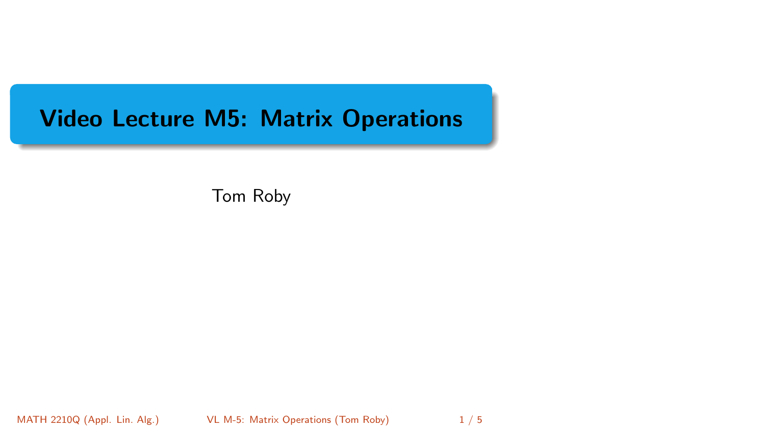# Video Lecture M5: Matrix Operations

Tom Roby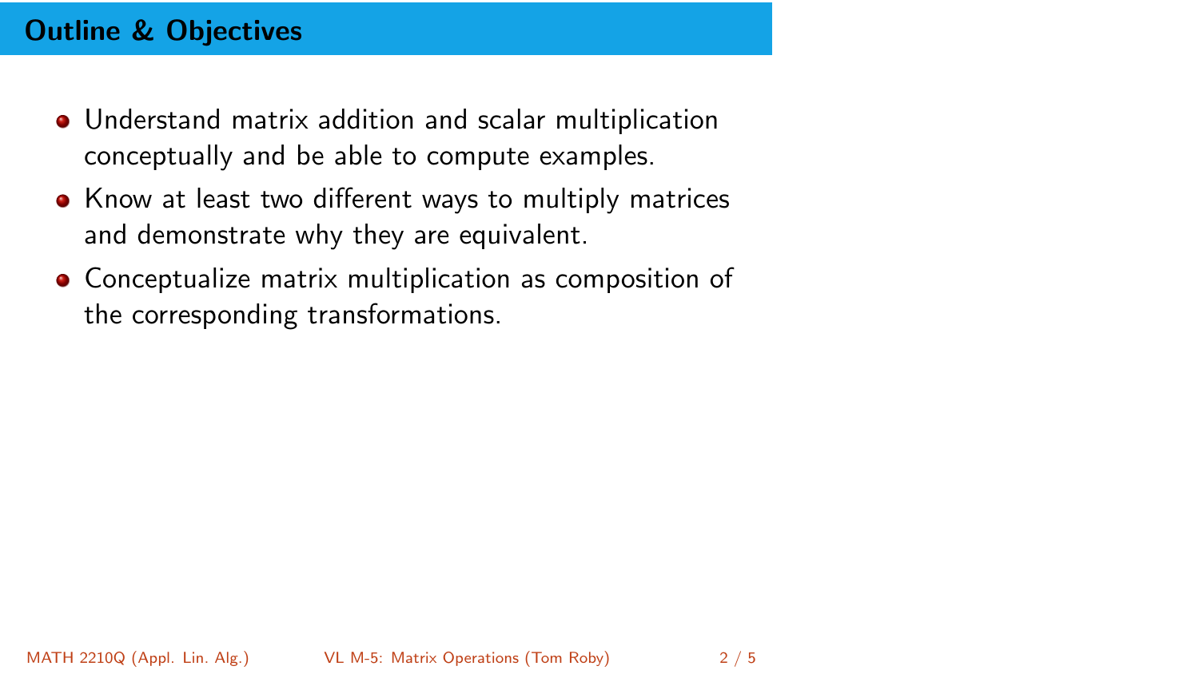## Outline & Objectives

- Understand matrix addition and scalar multiplication conceptually and be able to compute examples.
- Know at least two different ways to multiply matrices and demonstrate why they are equivalent.
- Conceptualize matrix multiplication as composition of the corresponding transformations.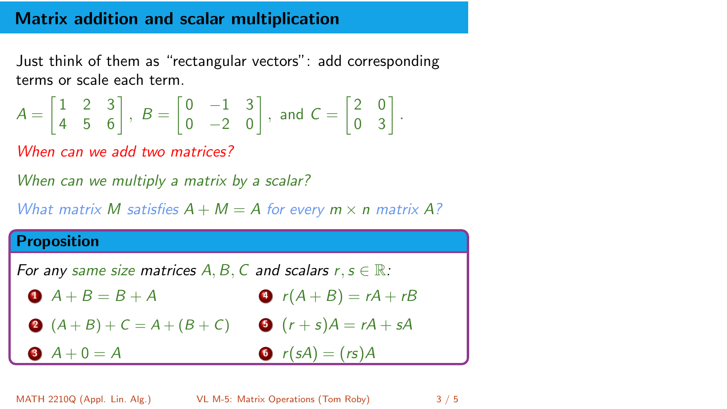## Matrix addition and scalar multiplication

Just think of them as "rectangular vectors": add corresponding terms or scale each term.

$$A = \begin{bmatrix} 1 & 2 & 3 \\ 4 & 5 & 6 \end{bmatrix},\ B = \begin{bmatrix} 0 & -1 & 3 \\ 0 & -2 & 0 \end{bmatrix},\ \text{and } C = \begin{bmatrix} 2 & 0 \\ 0 & 3 \end{bmatrix}.$$

*When can we add two matrices?*

*When can we multiply a matrix by a scalar?*

*What matrix $M$ satisfies $A + M = A$ for every $m \times n$ matrix $A$?*

### Proposition

*For any same size matrices $A, B, C$ and scalars $r, s \in \mathbb{R}$:*

1. $A + B = B + A$
2. $(A + B) + C = A + (B + C)$
3. $A + 0 = A$
4. $r(A + B) = rA + rB$
5. $(r + s)A = rA + sA$
6. $r(sA) = (rs)A$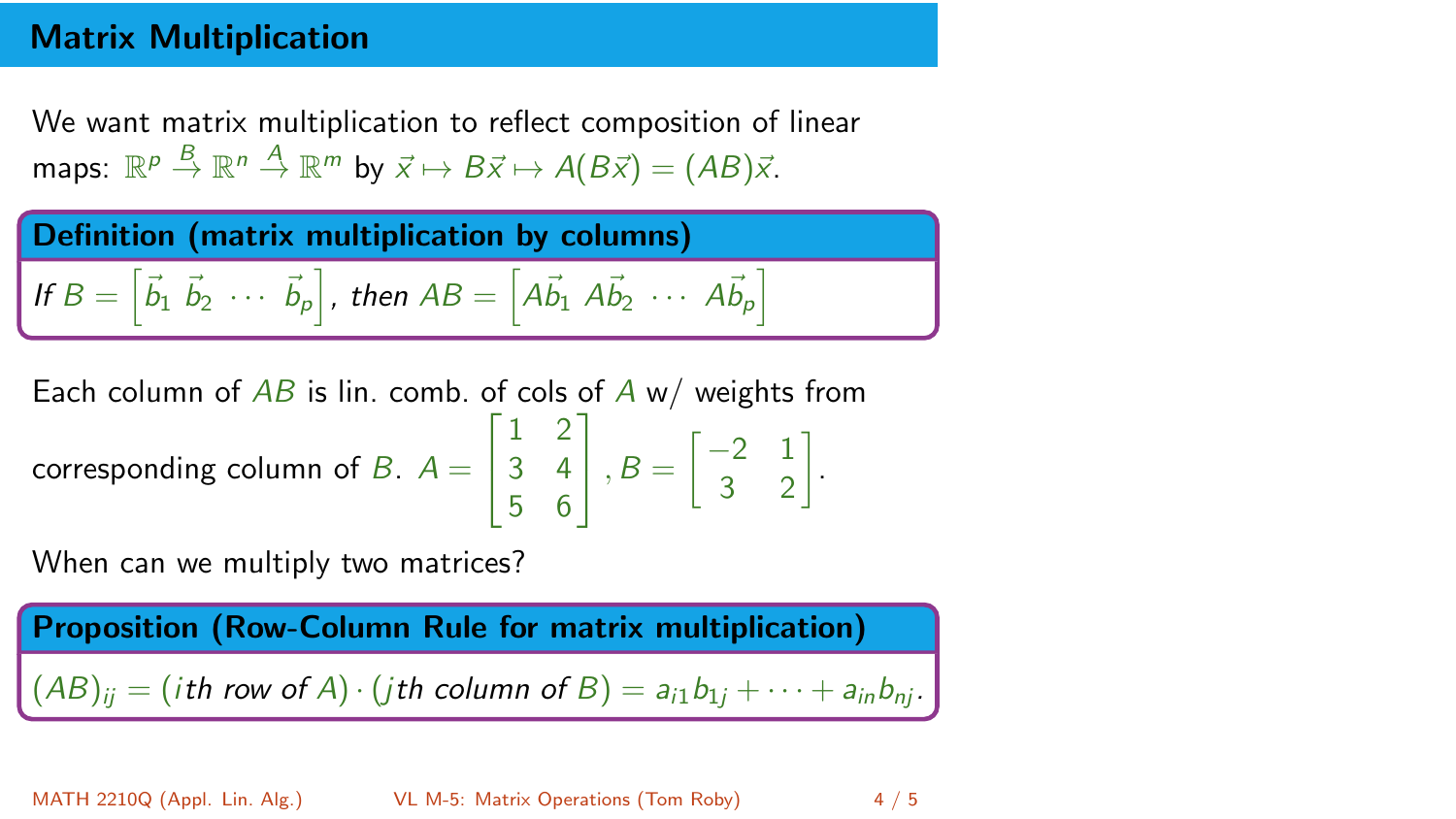## Matrix Multiplication

We want matrix multiplication to reflect composition of linear maps: $\mathbb{R}^p \xrightarrow{B} \mathbb{R}^n \xrightarrow{A} \mathbb{R}^m$ by $\vec{x} \mapsto B\vec{x} \mapsto A(B\vec{x}) = (AB)\vec{x}$.

**Definition (matrix multiplication by columns)**

*If* $B = \begin{bmatrix} \vec{b}_1 & \vec{b}_2 & \cdots & \vec{b}_p \end{bmatrix}$, *then* $AB = \begin{bmatrix} A\vec{b}_1 & A\vec{b}_2 & \cdots & A\vec{b}_p \end{bmatrix}$

Each column of $AB$ is lin. comb. of cols of $A$ w/ weights from corresponding column of $B$. $A = \begin{bmatrix} 1 & 2 \\ 3 & 4 \\ 5 & 6 \end{bmatrix}, B = \begin{bmatrix} -2 & 1 \\ 3 & 2 \end{bmatrix}$.

When can we multiply two matrices?

**Proposition (Row-Column Rule for matrix multiplication)**

$(AB)_{ij} = (i\text{th row of } A) \cdot (j\text{th column of } B) = a_{i1}b_{1j} + \cdots + a_{in}b_{nj}$.